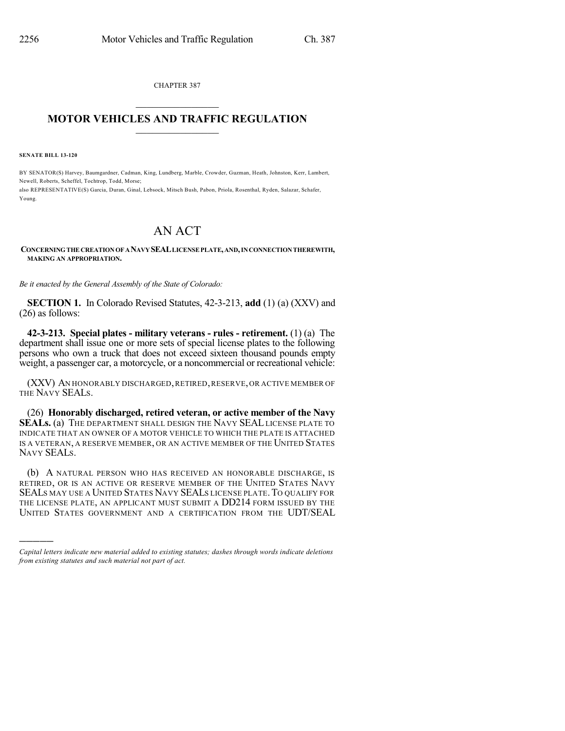CHAPTER 387

# MOTOR VEHICLES AND TRAFFIC REGULATION

**SENATE BILL 13-120**

BY SENATOR(S) Harvey, Baumgardner, Cadman, King, Lundberg, Marble, Crowder, Guzman, Heath, Johnston, Kerr, Lambert, Newell, Roberts, Scheffel, Tochtrop, Todd, Morse;
also REPRESENTATIVE(S) Garcia, Duran, Ginal, Lebsock, Mitsch Bush, Pabon, Priola, Rosenthal, Ryden, Salazar, Schafer, Young.

# AN ACT

**CONCERNING THE CREATION OF A NAVY SEAL LICENSE PLATE, AND, IN CONNECTION THEREWITH, MAKING AN APPROPRIATION.**

*Be it enacted by the General Assembly of the State of Colorado:*

**SECTION 1.** In Colorado Revised Statutes, 42-3-213, **add** (1) (a) (XXV) and (26) as follows:

**42-3-213. Special plates - military veterans - rules - retirement.** (1) (a) The department shall issue one or more sets of special license plates to the following persons who own a truck that does not exceed sixteen thousand pounds empty weight, a passenger car, a motorcycle, or a noncommercial or recreational vehicle:

(XXV) AN HONORABLY DISCHARGED, RETIRED, RESERVE, OR ACTIVE MEMBER OF THE NAVY SEALS.

(26) **Honorably discharged, retired veteran, or active member of the Navy SEALs.** (a) THE DEPARTMENT SHALL DESIGN THE NAVY SEAL LICENSE PLATE TO INDICATE THAT AN OWNER OF A MOTOR VEHICLE TO WHICH THE PLATE IS ATTACHED IS A VETERAN, A RESERVE MEMBER, OR AN ACTIVE MEMBER OF THE UNITED STATES NAVY SEALS.

(b) A NATURAL PERSON WHO HAS RECEIVED AN HONORABLE DISCHARGE, IS RETIRED, OR IS AN ACTIVE OR RESERVE MEMBER OF THE UNITED STATES NAVY SEALS MAY USE A UNITED STATES NAVY SEALS LICENSE PLATE. TO QUALIFY FOR THE LICENSE PLATE, AN APPLICANT MUST SUBMIT A DD214 FORM ISSUED BY THE UNITED STATES GOVERNMENT AND A CERTIFICATION FROM THE UDT/SEAL

*Capital letters indicate new material added to existing statutes; dashes through words indicate deletions from existing statutes and such material not part of act.*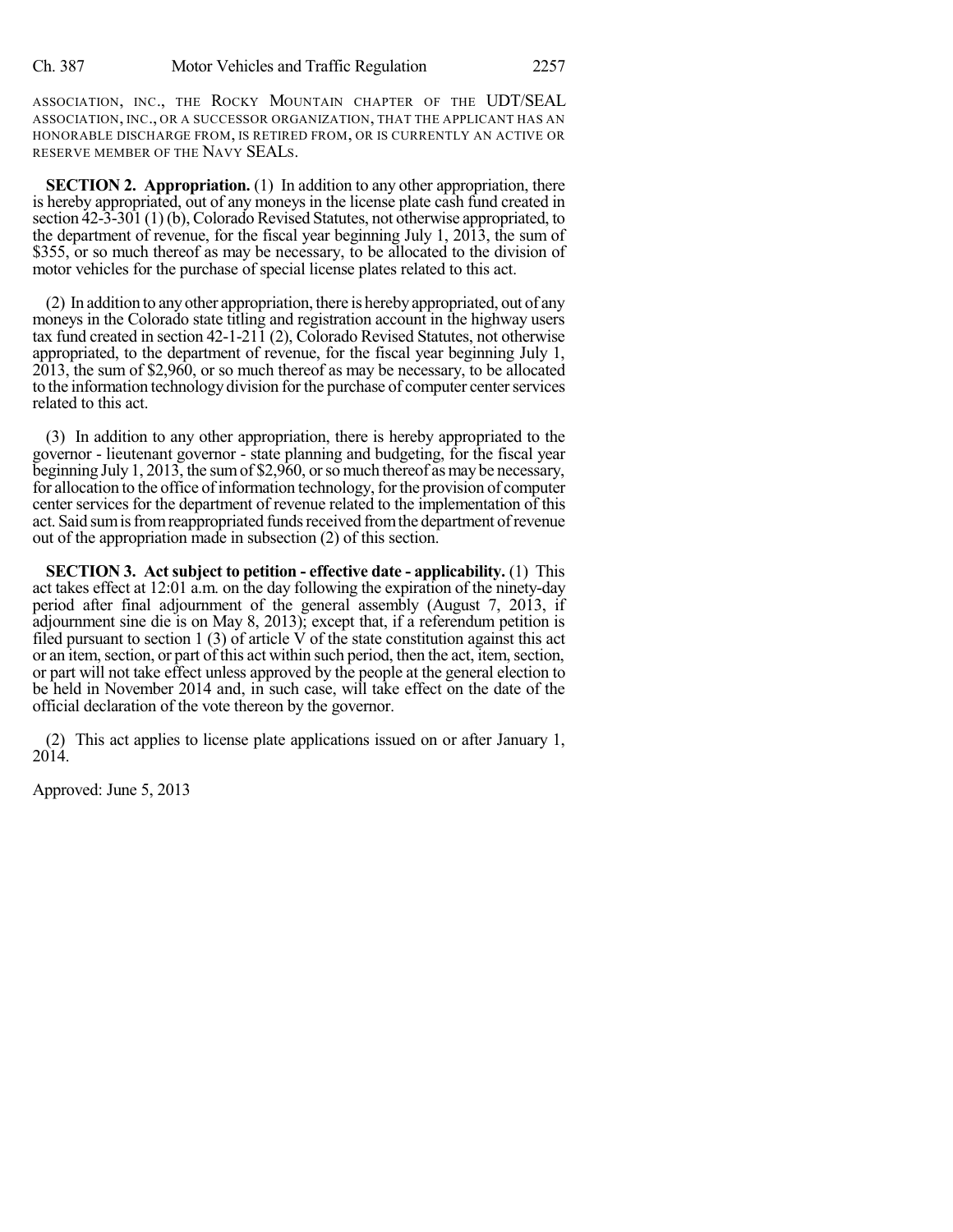ASSOCIATION, INC., THE ROCKY MOUNTAIN CHAPTER OF THE UDT/SEAL ASSOCIATION, INC., OR A SUCCESSOR ORGANIZATION, THAT THE APPLICANT HAS AN HONORABLE DISCHARGE FROM, IS RETIRED FROM, OR IS CURRENTLY AN ACTIVE OR RESERVE MEMBER OF THE NAVY SEALS.

**SECTION 2. Appropriation.** (1) In addition to any other appropriation, there is hereby appropriated, out of any moneys in the license plate cash fund created in section 42-3-301 (1) (b), Colorado Revised Statutes, not otherwise appropriated, to the department of revenue, for the fiscal year beginning July 1, 2013, the sum of $355, or so much thereof as may be necessary, to be allocated to the division of motor vehicles for the purchase of special license plates related to this act.

(2) In addition to any other appropriation, there is hereby appropriated, out of any moneys in the Colorado state titling and registration account in the highway users tax fund created in section 42-1-211 (2), Colorado Revised Statutes, not otherwise appropriated, to the department of revenue, for the fiscal year beginning July 1, 2013, the sum of $2,960, or so much thereof as may be necessary, to be allocated to the information technology division for the purchase of computer center services related to this act.

(3) In addition to any other appropriation, there is hereby appropriated to the governor - lieutenant governor - state planning and budgeting, for the fiscal year beginning July 1, 2013, the sum of $2,960, or so much thereof as may be necessary, for allocation to the office of information technology, for the provision of computer center services for the department of revenue related to the implementation of this act. Said sum is from reappropriated funds received from the department of revenue out of the appropriation made in subsection (2) of this section.

**SECTION 3. Act subject to petition - effective date - applicability.** (1) This act takes effect at 12:01 a.m. on the day following the expiration of the ninety-day period after final adjournment of the general assembly (August 7, 2013, if adjournment sine die is on May 8, 2013); except that, if a referendum petition is filed pursuant to section 1 (3) of article V of the state constitution against this act or an item, section, or part of this act within such period, then the act, item, section, or part will not take effect unless approved by the people at the general election to be held in November 2014 and, in such case, will take effect on the date of the official declaration of the vote thereon by the governor.

(2) This act applies to license plate applications issued on or after January 1, 2014.

Approved: June 5, 2013